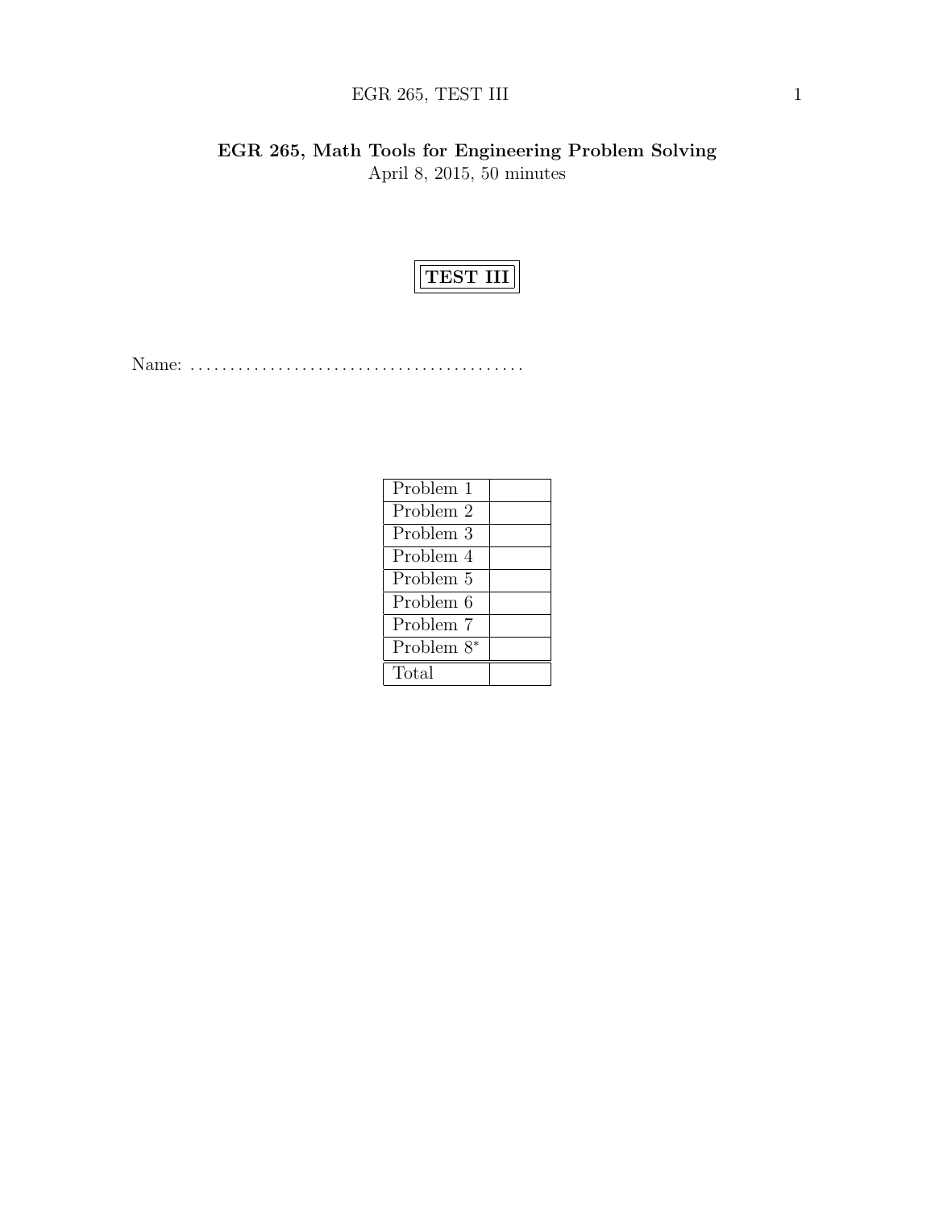# EGR 265, Math Tools for Engineering Problem Solving

April 8, 2015, 50 minutes

## TEST III

Name: ..........................................

| Problem | Score |
|---|---|
| Problem 1 | |
| Problem 2 | |
| Problem 3 | |
| Problem 4 | |
| Problem 5 | |
| Problem 6 | |
| Problem 7 | |
| Problem 8* | |
| Total | |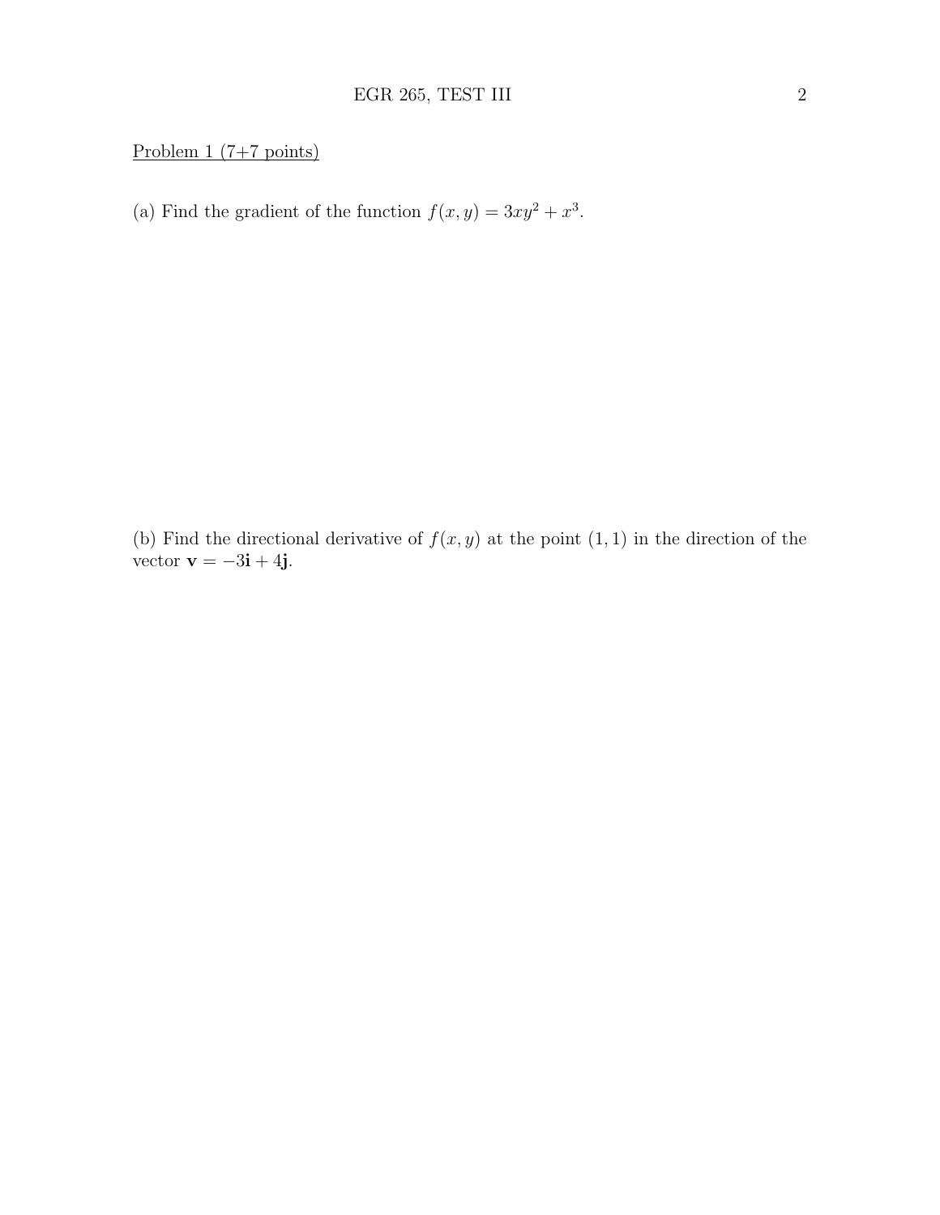Problem 1 (7+7 points)

(a) Find the gradient of the function $f(x, y) = 3xy^2 + x^3$.

(b) Find the directional derivative of $f(x, y)$ at the point $(1, 1)$ in the direction of the vector $\mathbf{v} = -3\mathbf{i} + 4\mathbf{j}$.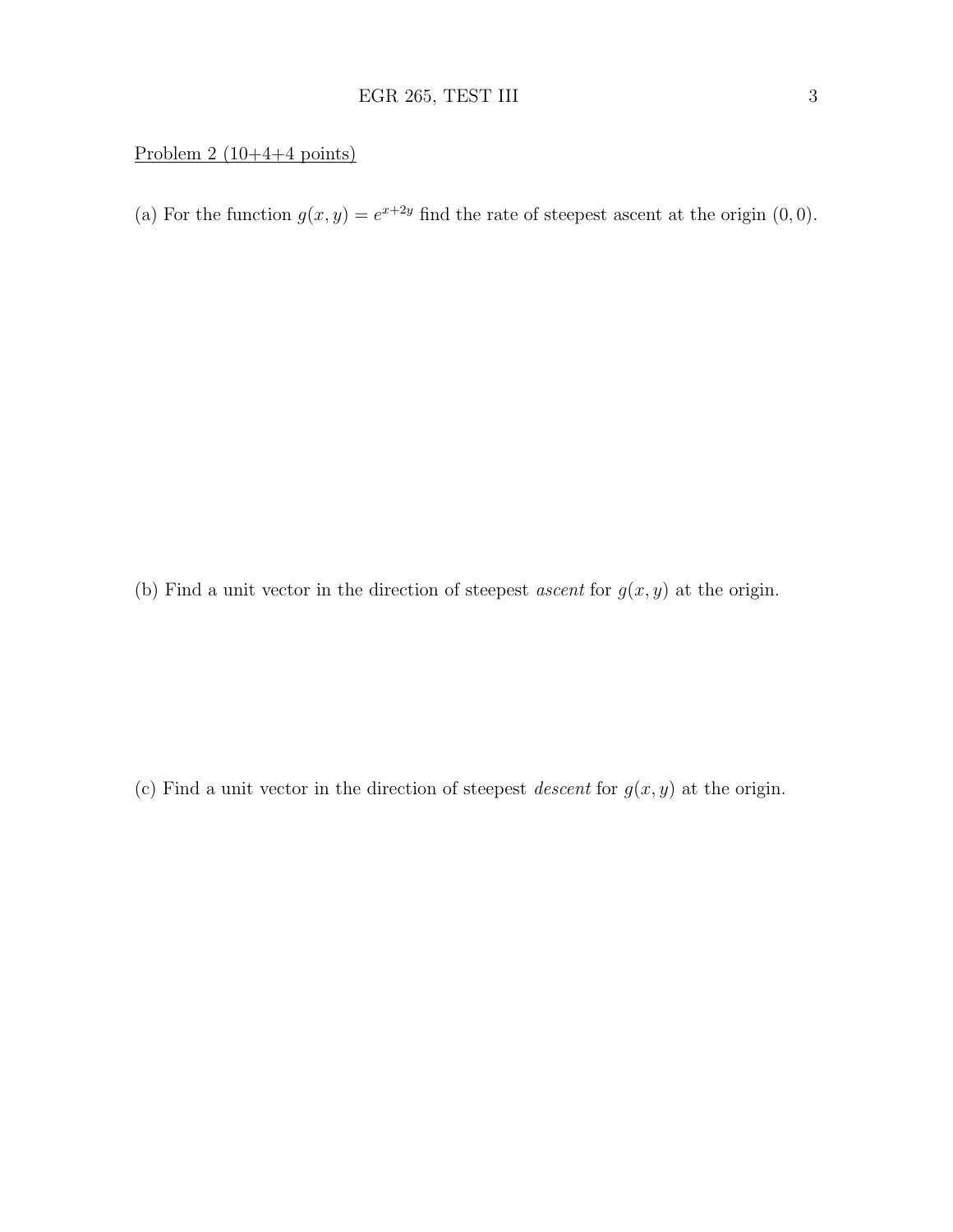Problem 2 (10+4+4 points)

(a) For the function $g(x, y) = e^{x+2y}$ find the rate of steepest ascent at the origin $(0, 0)$.

(b) Find a unit vector in the direction of steepest *ascent* for $g(x, y)$ at the origin.

(c) Find a unit vector in the direction of steepest *descent* for $g(x, y)$ at the origin.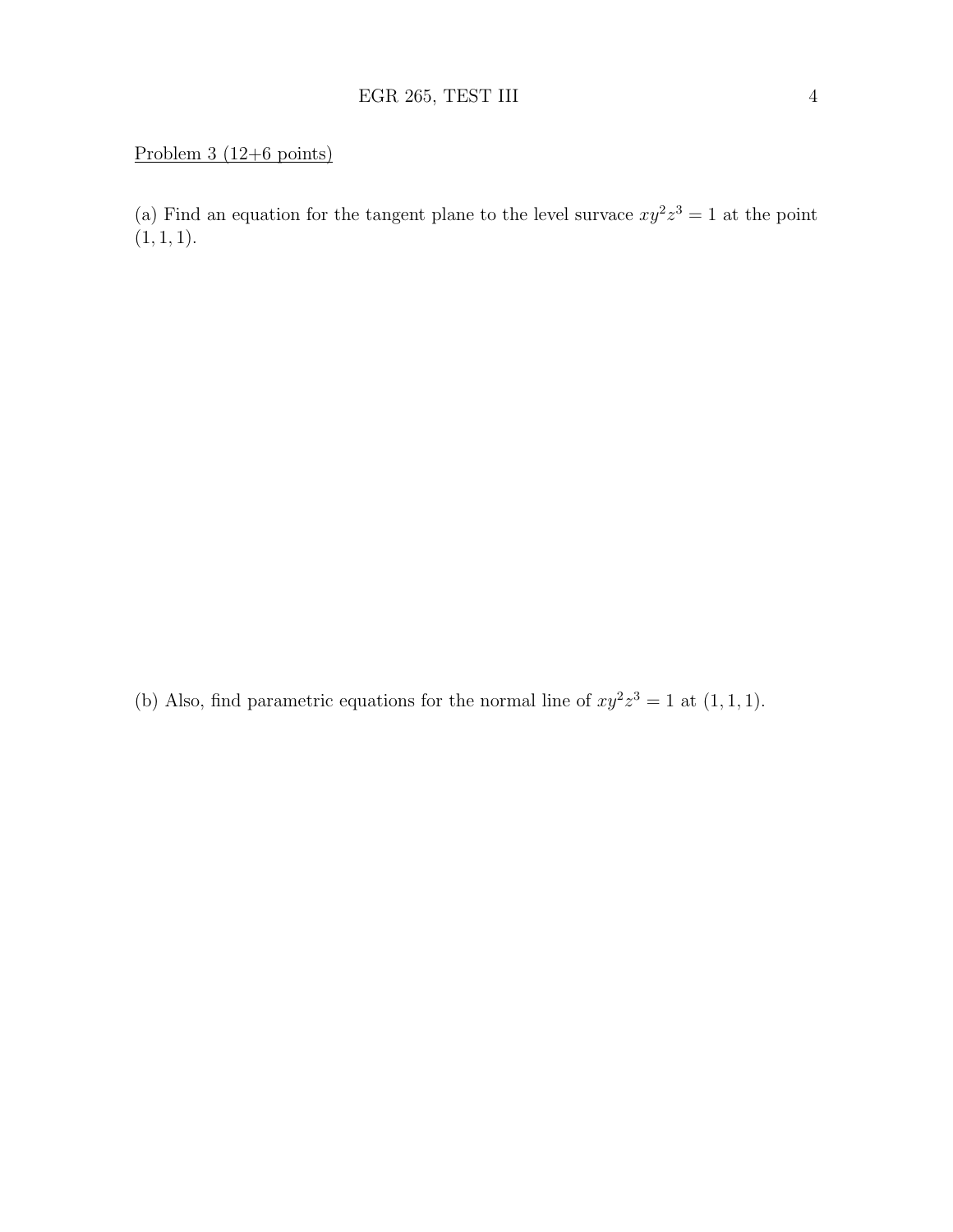Problem 3 (12+6 points)

(a) Find an equation for the tangent plane to the level survace $xy^2z^3 = 1$ at the point $(1, 1, 1)$.

(b) Also, find parametric equations for the normal line of $xy^2z^3 = 1$ at $(1, 1, 1)$.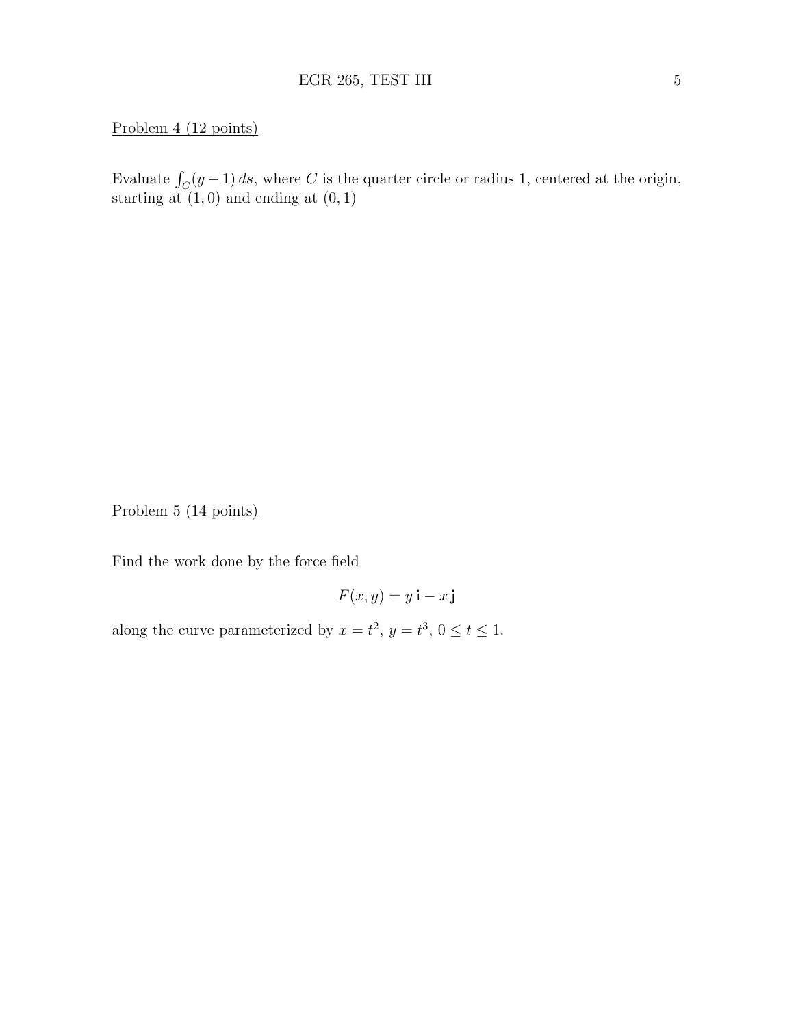Problem 4 (12 points)

Evaluate $\int_C (y-1)\, ds$, where $C$ is the quarter circle or radius 1, centered at the origin, starting at $(1,0)$ and ending at $(0,1)$

Problem 5 (14 points)

Find the work done by the force field

$$F(x,y) = y\,\mathbf{i} - x\,\mathbf{j}$$

along the curve parameterized by $x = t^2$, $y = t^3$, $0 \le t \le 1$.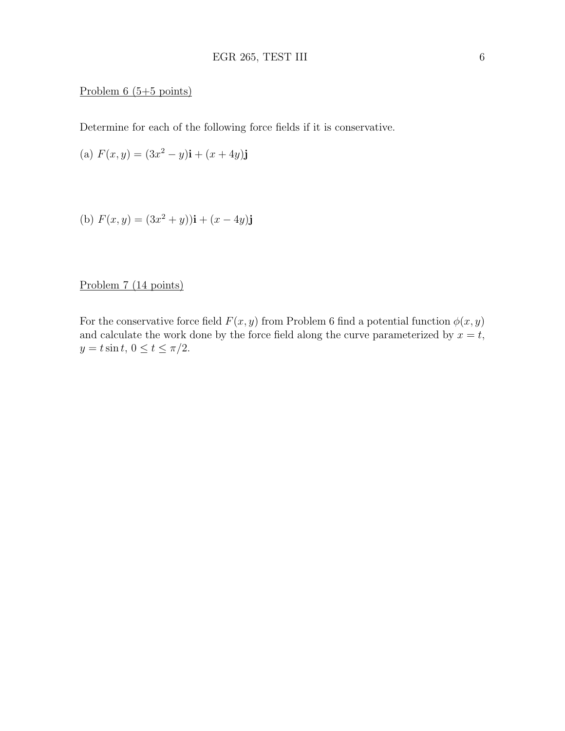Problem 6 (5+5 points)

Determine for each of the following force fields if it is conservative.

(a) $F(x, y) = (3x^2 - y)\mathbf{i} + (x + 4y)\mathbf{j}$

(b) $F(x, y) = (3x^2 + y))\mathbf{i} + (x - 4y)\mathbf{j}$

Problem 7 (14 points)

For the conservative force field $F(x, y)$ from Problem 6 find a potential function $\phi(x, y)$ and calculate the work done by the force field along the curve parameterized by $x = t$, $y = t \sin t$, $0 \leq t \leq \pi/2$.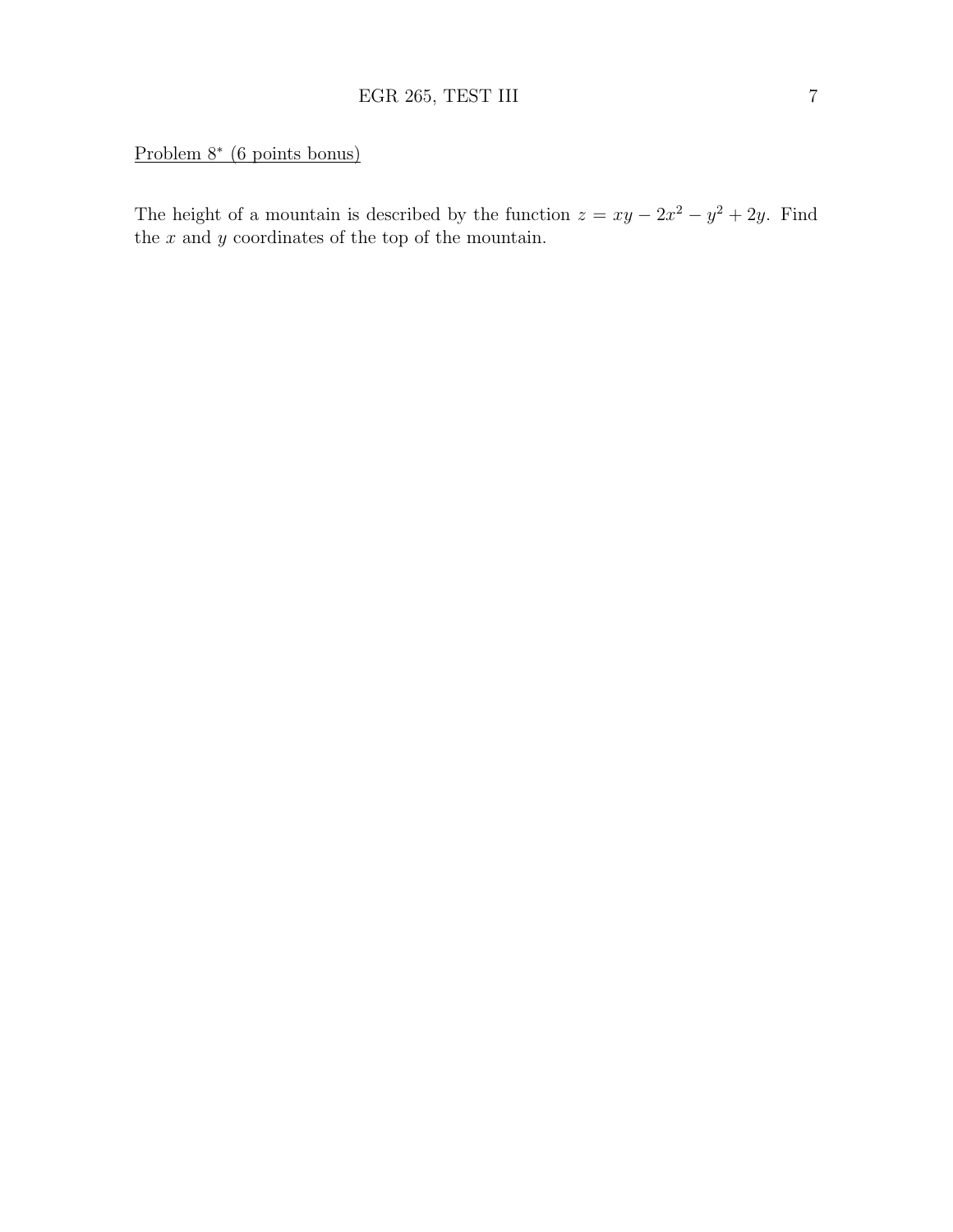Problem 8* (6 points bonus)

The height of a mountain is described by the function $z = xy - 2x^2 - y^2 + 2y$. Find the $x$ and $y$ coordinates of the top of the mountain.